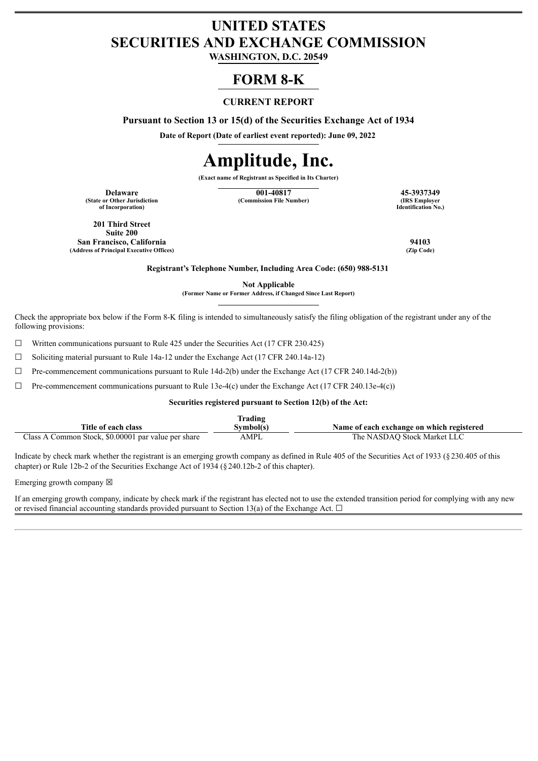# UNITED STATES
# SECURITIES AND EXCHANGE COMMISSION

**WASHINGTON, D.C. 20549**

# FORM 8-K

**CURRENT REPORT**

**Pursuant to Section 13 or 15(d) of the Securities Exchange Act of 1934**

**Date of Report (Date of earliest event reported): June 09, 2022**

# Amplitude, Inc.

**(Exact name of Registrant as Specified in Its Charter)**

| Delaware | 001-40817 | 45-3937349 |
|---|---|---|
| (State or Other Jurisdiction of Incorporation) | (Commission File Number) | (IRS Employer Identification No.) |

| 201 Third Street Suite 200 San Francisco, California | 94103 |
|---|---|
| (Address of Principal Executive Offices) | (Zip Code) |

**Registrant's Telephone Number, Including Area Code: (650) 988-5131**

**Not Applicable**

**(Former Name or Former Address, if Changed Since Last Report)**

Check the appropriate box below if the Form 8-K filing is intended to simultaneously satisfy the filing obligation of the registrant under any of the following provisions:

☐ Written communications pursuant to Rule 425 under the Securities Act (17 CFR 230.425)

☐ Soliciting material pursuant to Rule 14a-12 under the Exchange Act (17 CFR 240.14a-12)

☐ Pre-commencement communications pursuant to Rule 14d-2(b) under the Exchange Act (17 CFR 240.14d-2(b))

☐ Pre-commencement communications pursuant to Rule 13e-4(c) under the Exchange Act (17 CFR 240.13e-4(c))

**Securities registered pursuant to Section 12(b) of the Act:**

| Title of each class | Trading Symbol(s) | Name of each exchange on which registered |
|---|---|---|
| Class A Common Stock, $0.00001 par value per share | AMPL | The NASDAQ Stock Market LLC |

Indicate by check mark whether the registrant is an emerging growth company as defined in Rule 405 of the Securities Act of 1933 (§230.405 of this chapter) or Rule 12b-2 of the Securities Exchange Act of 1934 (§240.12b-2 of this chapter).

Emerging growth company ☒

If an emerging growth company, indicate by check mark if the registrant has elected not to use the extended transition period for complying with any new or revised financial accounting standards provided pursuant to Section 13(a) of the Exchange Act. ☐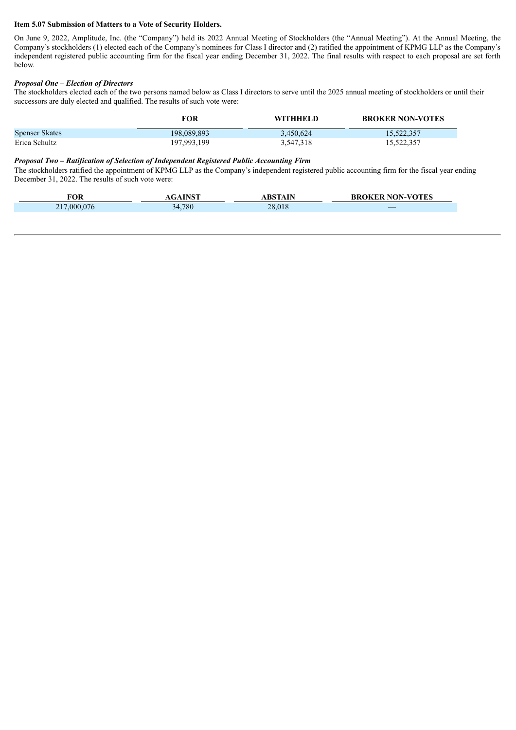**Item 5.07 Submission of Matters to a Vote of Security Holders.**

On June 9, 2022, Amplitude, Inc. (the "Company") held its 2022 Annual Meeting of Stockholders (the "Annual Meeting"). At the Annual Meeting, the Company's stockholders (1) elected each of the Company's nominees for Class I director and (2) ratified the appointment of KPMG LLP as the Company's independent registered public accounting firm for the fiscal year ending December 31, 2022. The final results with respect to each proposal are set forth below.

***Proposal One – Election of Directors***

The stockholders elected each of the two persons named below as Class I directors to serve until the 2025 annual meeting of stockholders or until their successors are duly elected and qualified. The results of such vote were:

| | FOR | WITHHELD | BROKER NON-VOTES |
|---|---|---|---|
| Spenser Skates | 198,089,893 | 3,450,624 | 15,522,357 |
| Erica Schultz | 197,993,199 | 3,547,318 | 15,522,357 |

***Proposal Two – Ratification of Selection of Independent Registered Public Accounting Firm***

The stockholders ratified the appointment of KPMG LLP as the Company's independent registered public accounting firm for the fiscal year ending December 31, 2022. The results of such vote were:

| FOR | AGAINST | ABSTAIN | BROKER NON-VOTES |
|---|---|---|---|
| 217,000,076 | 34,780 | 28,018 | — |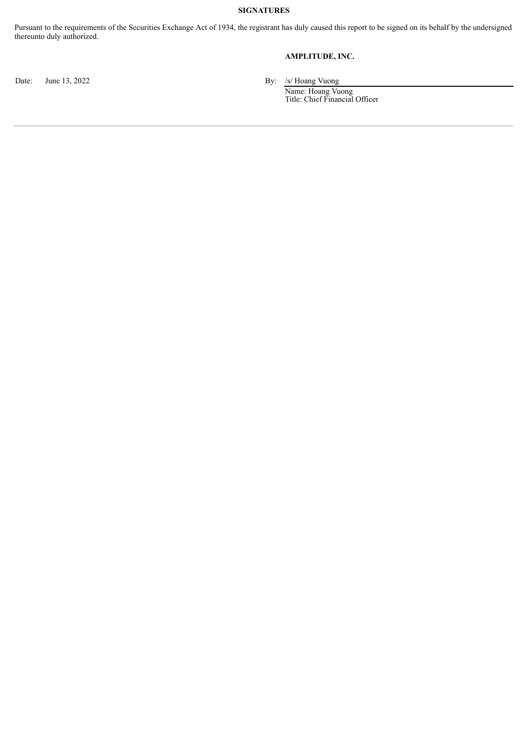**SIGNATURES**

Pursuant to the requirements of the Securities Exchange Act of 1934, the registrant has duly caused this report to be signed on its behalf by the undersigned thereunto duly authorized.

**AMPLITUDE, INC.**

Date: June 13, 2022

By: /s/ Hoang Vuong
Name: Hoang Vuong
Title: Chief Financial Officer